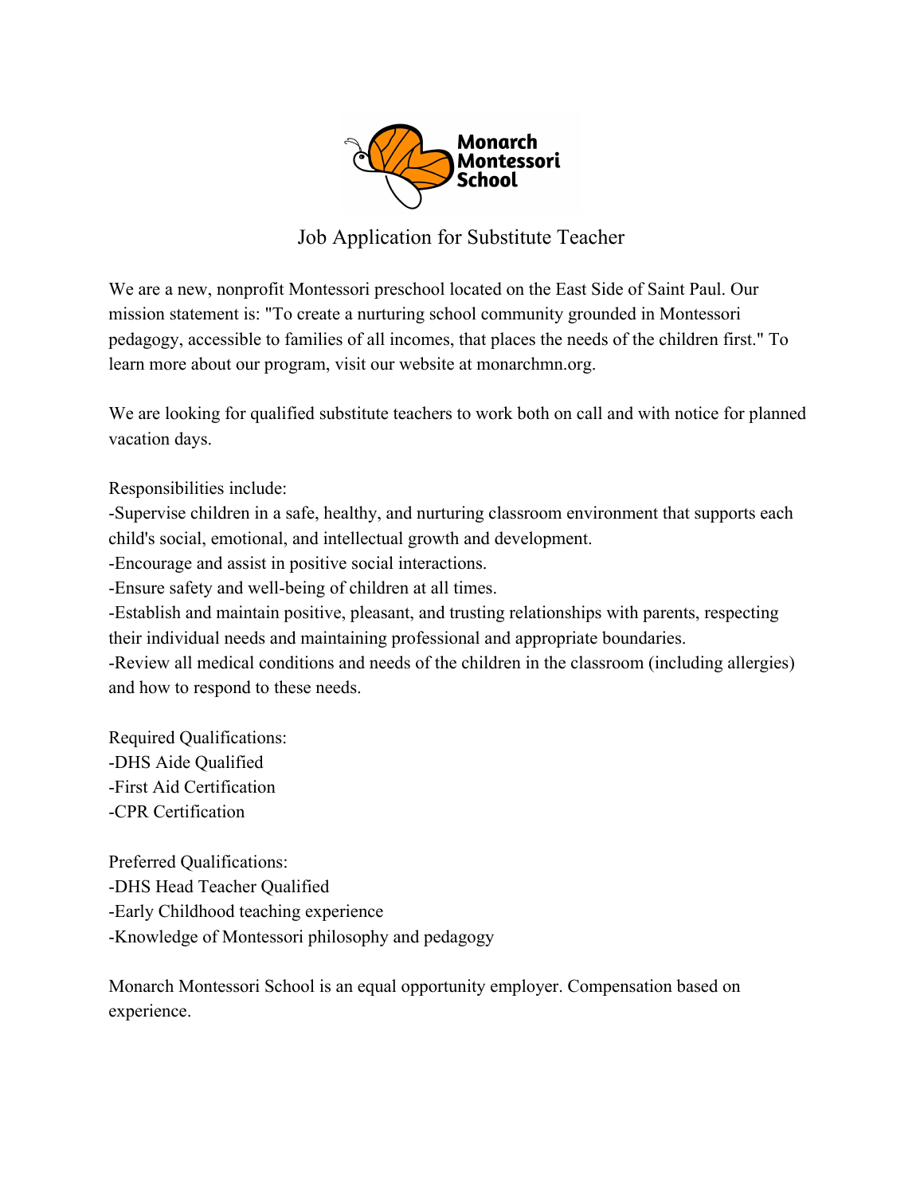Monarch Montessori School

# Job Application for Substitute Teacher

We are a new, nonprofit Montessori preschool located on the East Side of Saint Paul. Our mission statement is: "To create a nurturing school community grounded in Montessori pedagogy, accessible to families of all incomes, that places the needs of the children first." To learn more about our program, visit our website at monarchmn.org.

We are looking for qualified substitute teachers to work both on call and with notice for planned vacation days.

Responsibilities include:
- Supervise children in a safe, healthy, and nurturing classroom environment that supports each child's social, emotional, and intellectual growth and development.
- Encourage and assist in positive social interactions.
- Ensure safety and well-being of children at all times.
- Establish and maintain positive, pleasant, and trusting relationships with parents, respecting their individual needs and maintaining professional and appropriate boundaries.
- Review all medical conditions and needs of the children in the classroom (including allergies) and how to respond to these needs.

Required Qualifications:
- DHS Aide Qualified
- First Aid Certification
- CPR Certification

Preferred Qualifications:
- DHS Head Teacher Qualified
- Early Childhood teaching experience
- Knowledge of Montessori philosophy and pedagogy

Monarch Montessori School is an equal opportunity employer. Compensation based on experience.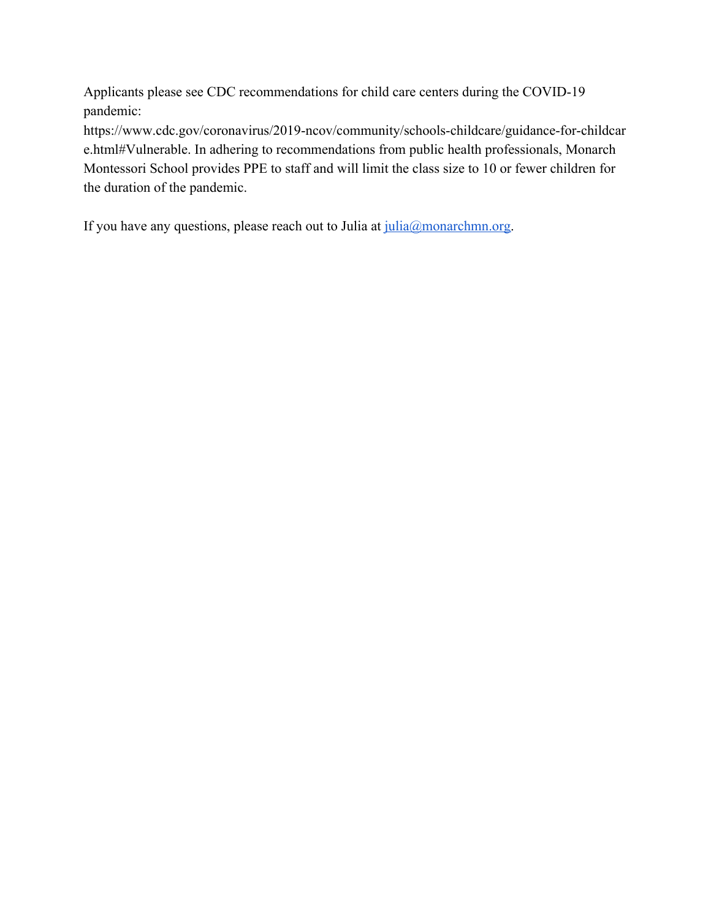Applicants please see CDC recommendations for child care centers during the COVID-19 pandemic: https://www.cdc.gov/coronavirus/2019-ncov/community/schools-childcare/guidance-for-childcare.html#Vulnerable. In adhering to recommendations from public health professionals, Monarch Montessori School provides PPE to staff and will limit the class size to 10 or fewer children for the duration of the pandemic.

If you have any questions, please reach out to Julia at [julia@monarchmn.org](mailto:julia@monarchmn.org).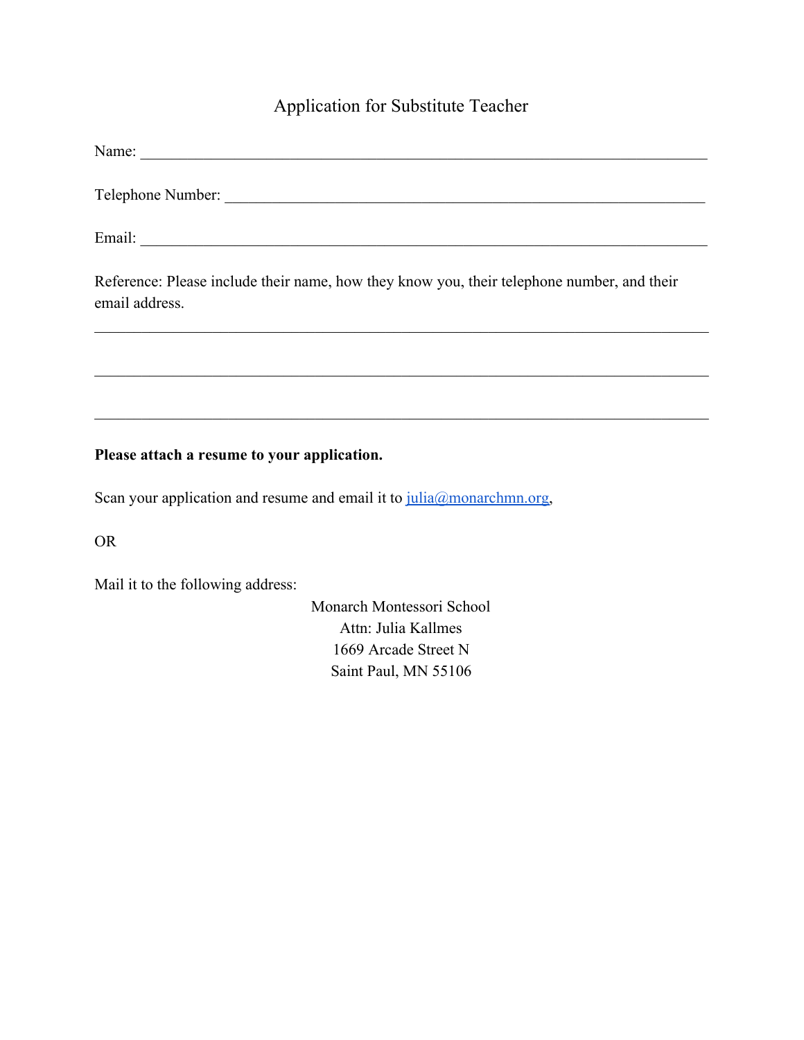# Application for Substitute Teacher

Name: ____________________________________________________________________________

Telephone Number: _________________________________________________________________

Email: ____________________________________________________________________________

Reference: Please include their name, how they know you, their telephone number, and their email address.

___________________________________________________________________________________

___________________________________________________________________________________

___________________________________________________________________________________

**Please attach a resume to your application.**

Scan your application and resume and email it to julia@monarchmn.org,

OR

Mail it to the following address:

Monarch Montessori School  
Attn: Julia Kallmes  
1669 Arcade Street N  
Saint Paul, MN 55106